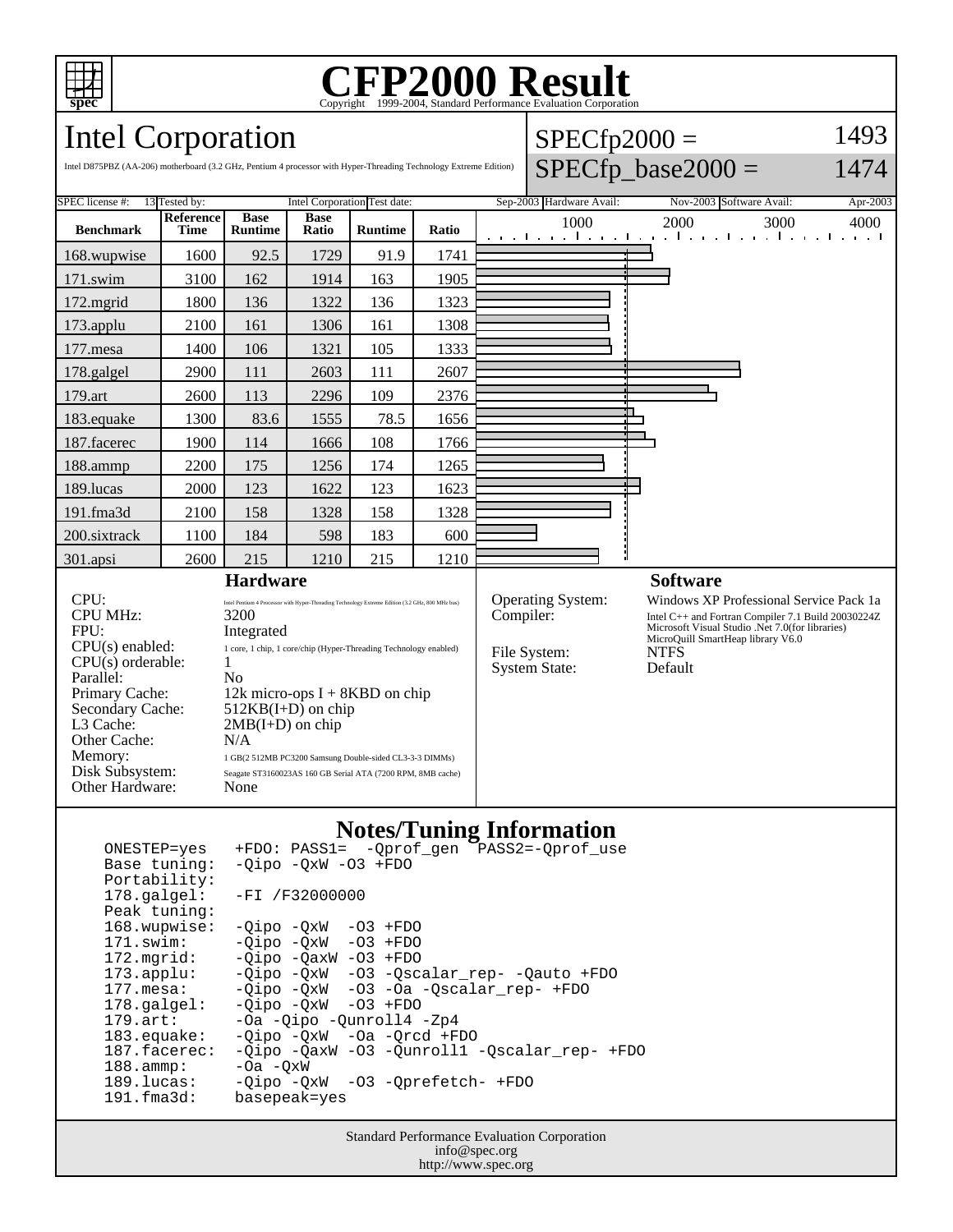# CFP2000 Result

Copyright 1999-2004, Standard Performance Evaluation Corporation

## Intel Corporation

Intel D875PBZ (AA-206) motherboard (3.2 GHz, Pentium 4 processor with Hyper-Threading Technology Extreme Edition)

SPECfp2000 = 1493

SPECfp_base2000 = 1474

| SPEC license #: | 13 | Tested by: | Intel Corporation | Test date: | Sep-2003 | Hardware Avail: | Nov-2003 | Software Avail: | Apr-2003 |
|---|---|---|---|---|---|---|---|---|---|

| Benchmark | Reference Time | Base Runtime | Base Ratio | Runtime | Ratio |
|---|---|---|---|---|---|
| 168.wupwise | 1600 | 92.5 | 1729 | 91.9 | 1741 |
| 171.swim | 3100 | 162 | 1914 | 163 | 1905 |
| 172.mgrid | 1800 | 136 | 1322 | 136 | 1323 |
| 173.applu | 2100 | 161 | 1306 | 161 | 1308 |
| 177.mesa | 1400 | 106 | 1321 | 105 | 1333 |
| 178.galgel | 2900 | 111 | 2603 | 111 | 2607 |
| 179.art | 2600 | 113 | 2296 | 109 | 2376 |
| 183.equake | 1300 | 83.6 | 1555 | 78.5 | 1656 |
| 187.facerec | 1900 | 114 | 1666 | 108 | 1766 |
| 188.ammp | 2200 | 175 | 1256 | 174 | 1265 |
| 189.lucas | 2000 | 123 | 1622 | 123 | 1623 |
| 191.fma3d | 2100 | 158 | 1328 | 158 | 1328 |
| 200.sixtrack | 1100 | 184 | 598 | 183 | 600 |
| 301.apsi | 2600 | 215 | 1210 | 215 | 1210 |

### Hardware

| | |
|---|---|
| CPU: | Intel Pentium 4 Processor with Hyper-Threading Technology Extreme Edition (3.2 GHz, 800 MHz bus) |
| CPU MHz: | 3200 |
| FPU: | Integrated |
| CPU(s) enabled: | 1 core, 1 chip, 1 core/chip (Hyper-Threading Technology enabled) |
| CPU(s) orderable: | 1 |
| Parallel: | No |
| Primary Cache: | 12k micro-ops I + 8KBD on chip |
| Secondary Cache: | 512KB(I+D) on chip |
| L3 Cache: | 2MB(I+D) on chip |
| Other Cache: | N/A |
| Memory: | 1 GB(2 512MB PC3200 Samsung Double-sided CL3-3-3 DIMMs) |
| Disk Subsystem: | Seagate ST3160023AS 160 GB Serial ATA (7200 RPM, 8MB cache) |
| Other Hardware: | None |

### Software

| | |
|---|---|
| Operating System: | Windows XP Professional Service Pack 1a |
| Compiler: | Intel C++ and Fortran Compiler 7.1 Build 20030224Z Microsoft Visual Studio .Net 7.0(for libraries) MicroQuill SmartHeap library V6.0 |
| File System: | NTFS |
| System State: | Default |

### Notes/Tuning Information

```
ONESTEP=yes    +FDO: PASS1=  -Qprof_gen  PASS2=-Qprof_use
Base tuning:   -Qipo -QxW -O3 +FDO
Portability:
178.galgel:    -FI /F32000000
Peak tuning:
168.wupwise:   -Qipo -QxW  -O3 +FDO
171.swim:      -Qipo -QxW  -O3 +FDO
172.mgrid:     -Qipo -QaxW -O3 +FDO
173.applu:     -Qipo -QxW  -O3 -Qscalar_rep- -Qauto +FDO
177.mesa:      -Qipo -QxW  -O3 -Oa -Qscalar_rep- +FDO
178.galgel:    -Qipo -QxW  -O3 +FDO
179.art:       -Oa -Qipo -Qunroll4 -Zp4
183.equake:    -Qipo -QxW  -Oa -Qrcd +FDO
187.facerec:   -Qipo -QaxW -O3 -Qunroll1 -Qscalar_rep- +FDO
188.ammp:      -Oa -QxW
189.lucas:     -Qipo -QxW  -O3 -Qprefetch- +FDO
191.fma3d:     basepeak=yes
```

Standard Performance Evaluation Corporation
info@spec.org
http://www.spec.org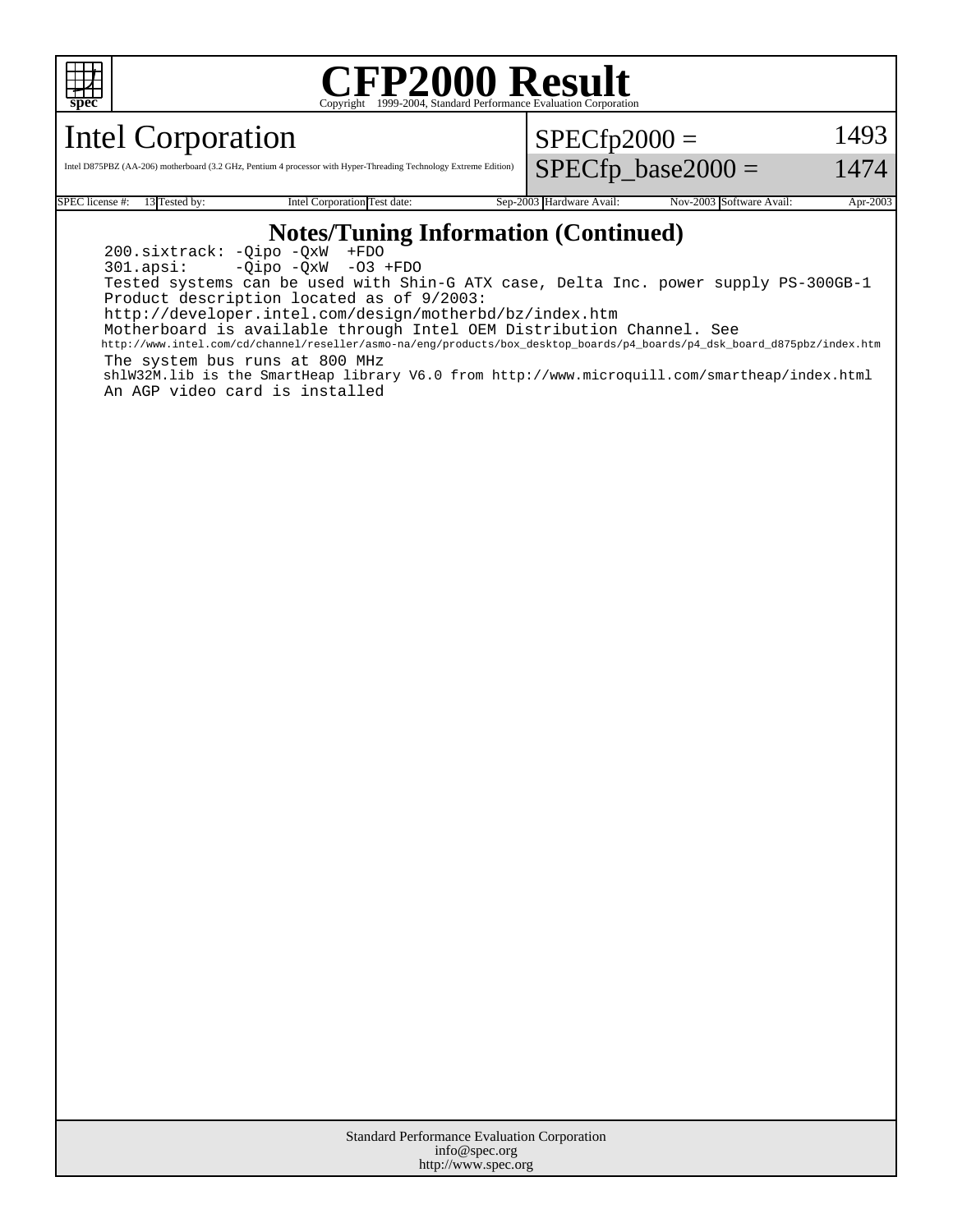# CFP2000 Result

Copyright 1999-2004, Standard Performance Evaluation Corporation

## Intel Corporation

Intel D875PBZ (AA-206) motherboard (3.2 GHz, Pentium 4 processor with Hyper-Threading Technology Extreme Edition)

SPECfp2000 = 1493

SPECfp_base2000 = 1474

| SPEC license #: | 13 | Tested by: | Intel Corporation | Test date: | Sep-2003 | Hardware Avail: | Nov-2003 | Software Avail: | Apr-2003 |
|---|---|---|---|---|---|---|---|---|---|

## Notes/Tuning Information (Continued)

```
200.sixtrack: -Qipo -QxW  +FDO
301.apsi:     -Qipo -QxW  -O3 +FDO
Tested systems can be used with Shin-G ATX case, Delta Inc. power supply PS-300GB-1
Product description located as of 9/2003:
http://developer.intel.com/design/motherbd/bz/index.htm
Motherboard is available through Intel OEM Distribution Channel. See
http://www.intel.com/cd/channel/reseller/asmo-na/eng/products/box_desktop_boards/p4_boards/p4_dsk_board_d875pbz/index.htm
The system bus runs at 800 MHz
shlW32M.lib is the SmartHeap library V6.0 from http://www.microquill.com/smartheap/index.html
An AGP video card is installed
```

Standard Performance Evaluation Corporation
info@spec.org
http://www.spec.org